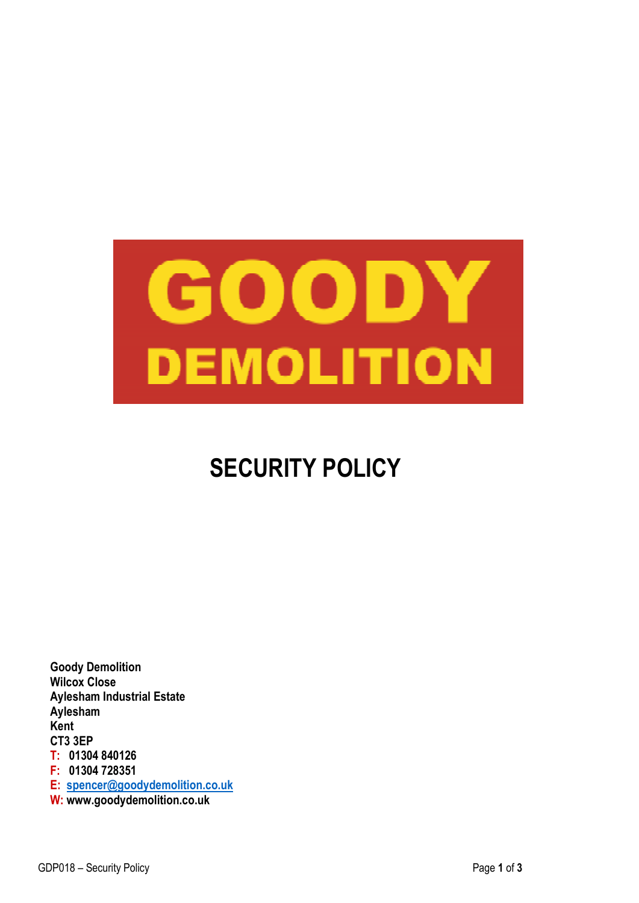# GOODY DEMOLITION

# SECURITY POLICY

**Goody Demolition**
**Wilcox Close**
**Aylesham Industrial Estate**
**Aylesham**
**Kent**
**CT3 3EP**
**T: 01304 840126**
**F: 01304 728351**
**E: spencer@goodydemolition.co.uk**
**W: www.goodydemolition.co.uk**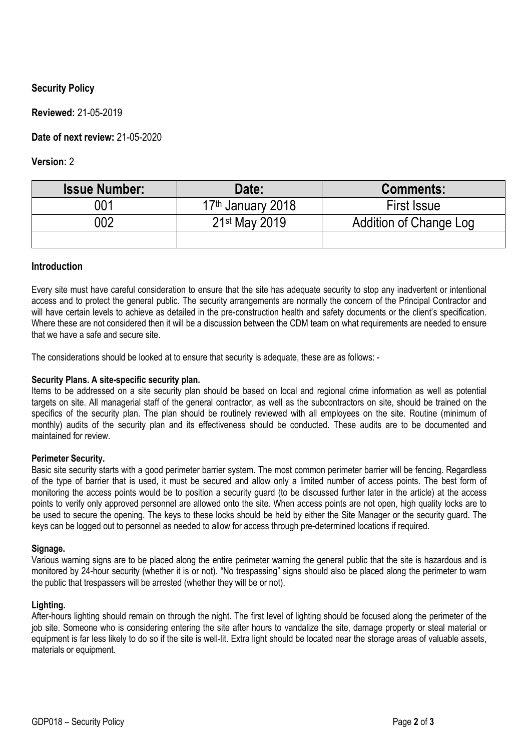**Security Policy**

**Reviewed:** 21-05-2019

**Date of next review:** 21-05-2020

**Version:** 2

| Issue Number: | Date: | Comments: |
|---|---|---|
| 001 | 17th January 2018 | First Issue |
| 002 | 21st May 2019 | Addition of Change Log |
| | | |

## Introduction

Every site must have careful consideration to ensure that the site has adequate security to stop any inadvertent or intentional access and to protect the general public. The security arrangements are normally the concern of the Principal Contractor and will have certain levels to achieve as detailed in the pre-construction health and safety documents or the client's specification. Where these are not considered then it will be a discussion between the CDM team on what requirements are needed to ensure that we have a safe and secure site.

The considerations should be looked at to ensure that security is adequate, these are as follows: -

**Security Plans. A site-specific security plan.**
Items to be addressed on a site security plan should be based on local and regional crime information as well as potential targets on site. All managerial staff of the general contractor, as well as the subcontractors on site, should be trained on the specifics of the security plan. The plan should be routinely reviewed with all employees on the site. Routine (minimum of monthly) audits of the security plan and its effectiveness should be conducted. These audits are to be documented and maintained for review.

**Perimeter Security.**
Basic site security starts with a good perimeter barrier system. The most common perimeter barrier will be fencing. Regardless of the type of barrier that is used, it must be secured and allow only a limited number of access points. The best form of monitoring the access points would be to position a security guard (to be discussed further later in the article) at the access points to verify only approved personnel are allowed onto the site. When access points are not open, high quality locks are to be used to secure the opening. The keys to these locks should be held by either the Site Manager or the security guard. The keys can be logged out to personnel as needed to allow for access through pre-determined locations if required.

**Signage.**
Various warning signs are to be placed along the entire perimeter warning the general public that the site is hazardous and is monitored by 24-hour security (whether it is or not). "No trespassing" signs should also be placed along the perimeter to warn the public that trespassers will be arrested (whether they will be or not).

**Lighting.**
After-hours lighting should remain on through the night. The first level of lighting should be focused along the perimeter of the job site. Someone who is considering entering the site after hours to vandalize the site, damage property or steal material or equipment is far less likely to do so if the site is well-lit. Extra light should be located near the storage areas of valuable assets, materials or equipment.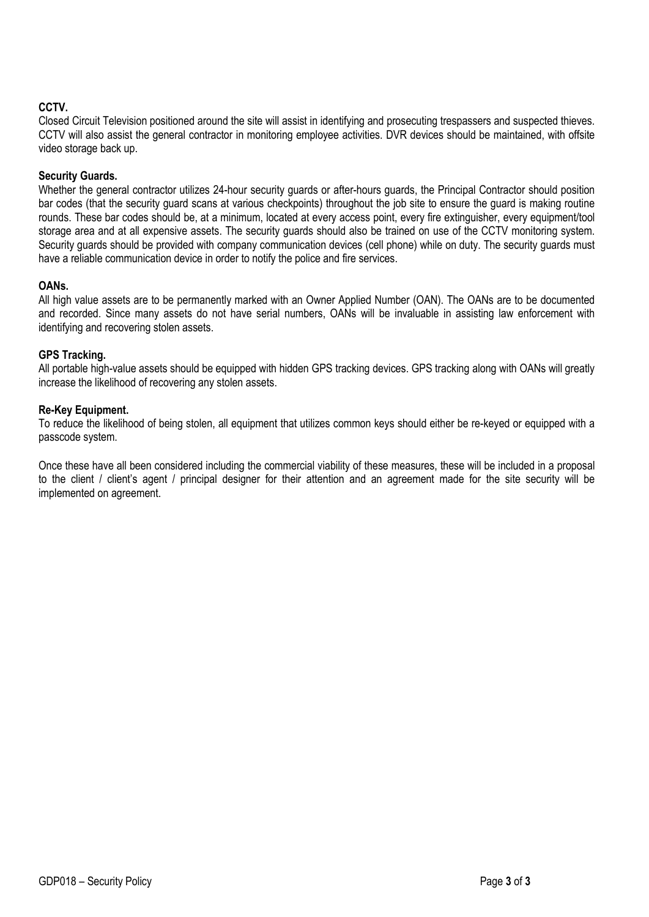**CCTV.**
Closed Circuit Television positioned around the site will assist in identifying and prosecuting trespassers and suspected thieves. CCTV will also assist the general contractor in monitoring employee activities. DVR devices should be maintained, with offsite video storage back up.

**Security Guards.**
Whether the general contractor utilizes 24-hour security guards or after-hours guards, the Principal Contractor should position bar codes (that the security guard scans at various checkpoints) throughout the job site to ensure the guard is making routine rounds. These bar codes should be, at a minimum, located at every access point, every fire extinguisher, every equipment/tool storage area and at all expensive assets. The security guards should also be trained on use of the CCTV monitoring system. Security guards should be provided with company communication devices (cell phone) while on duty. The security guards must have a reliable communication device in order to notify the police and fire services.

**OANs.**
All high value assets are to be permanently marked with an Owner Applied Number (OAN). The OANs are to be documented and recorded. Since many assets do not have serial numbers, OANs will be invaluable in assisting law enforcement with identifying and recovering stolen assets.

**GPS Tracking.**
All portable high-value assets should be equipped with hidden GPS tracking devices. GPS tracking along with OANs will greatly increase the likelihood of recovering any stolen assets.

**Re-Key Equipment.**
To reduce the likelihood of being stolen, all equipment that utilizes common keys should either be re-keyed or equipped with a passcode system.

Once these have all been considered including the commercial viability of these measures, these will be included in a proposal to the client / client's agent / principal designer for their attention and an agreement made for the site security will be implemented on agreement.